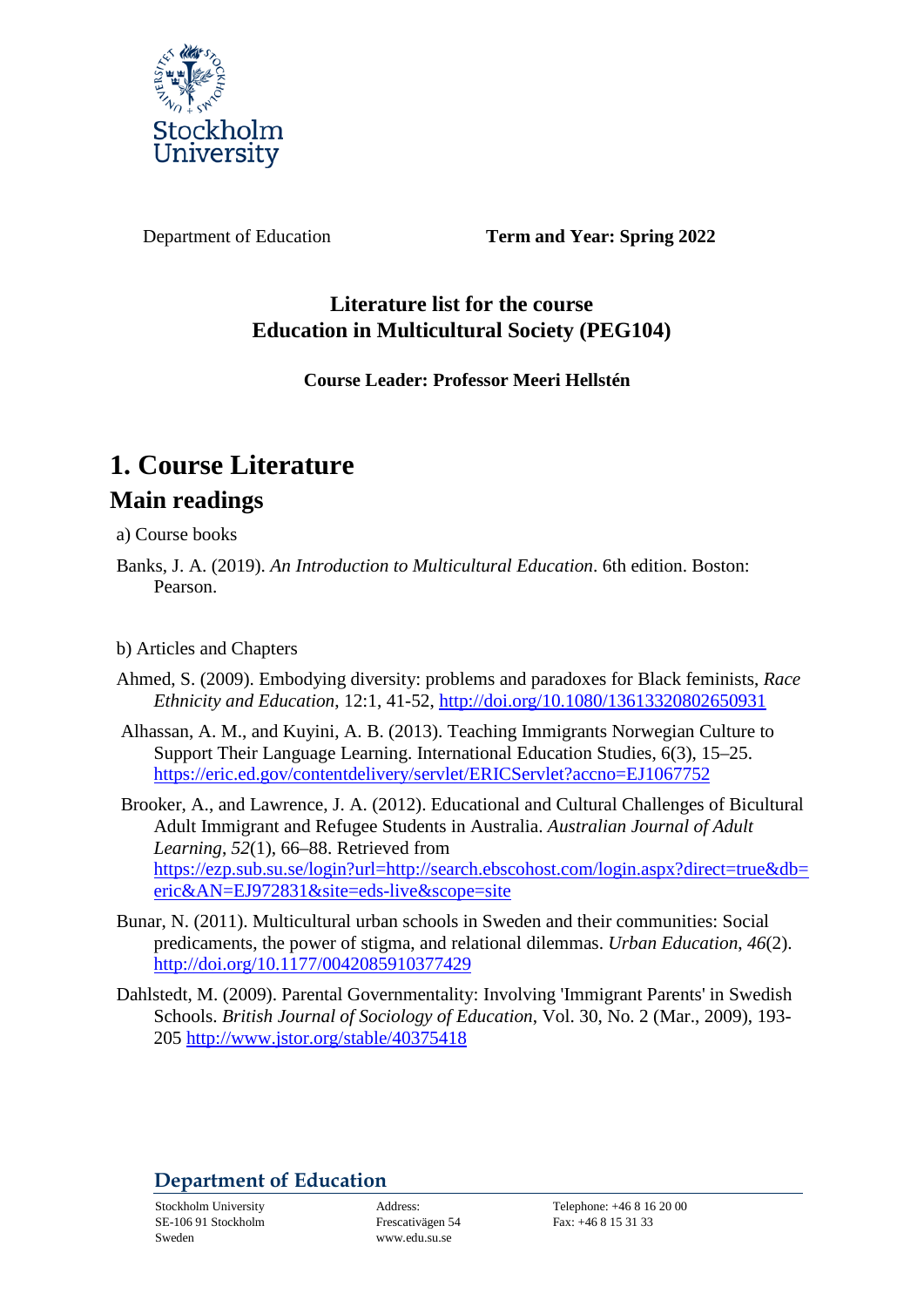Stockholm University

Department of Education

**Term and Year: Spring 2022**

**Literature list for the course**
**Education in Multicultural Society (PEG104)**

**Course Leader: Professor Meeri Hellstén**

# 1. Course Literature

## Main readings

a) Course books

Banks, J. A. (2019). *An Introduction to Multicultural Education*. 6th edition. Boston: Pearson.

b) Articles and Chapters

Ahmed, S. (2009). Embodying diversity: problems and paradoxes for Black feminists, *Race Ethnicity and Education*, 12:1, 41-52, http://doi.org/10.1080/13613320802650931

Alhassan, A. M., and Kuyini, A. B. (2013). Teaching Immigrants Norwegian Culture to Support Their Language Learning. International Education Studies, 6(3), 15–25. https://eric.ed.gov/contentdelivery/servlet/ERICServlet?accno=EJ1067752

Brooker, A., and Lawrence, J. A. (2012). Educational and Cultural Challenges of Bicultural Adult Immigrant and Refugee Students in Australia. *Australian Journal of Adult Learning*, *52*(1), 66–88. Retrieved from https://ezp.sub.su.se/login?url=http://search.ebscohost.com/login.aspx?direct=true&db=eric&AN=EJ972831&site=eds-live&scope=site

Bunar, N. (2011). Multicultural urban schools in Sweden and their communities: Social predicaments, the power of stigma, and relational dilemmas. *Urban Education*, *46*(2). http://doi.org/10.1177/0042085910377429

Dahlstedt, M. (2009). Parental Governmentality: Involving 'Immigrant Parents' in Swedish Schools. *British Journal of Sociology of Education*, Vol. 30, No. 2 (Mar., 2009), 193-205 http://www.jstor.org/stable/40375418

**Department of Education**

Stockholm University
SE-106 91 Stockholm
Sweden

Address:
Frescativägen 54
www.edu.su.se

Telephone: +46 8 16 20 00
Fax: +46 8 15 31 33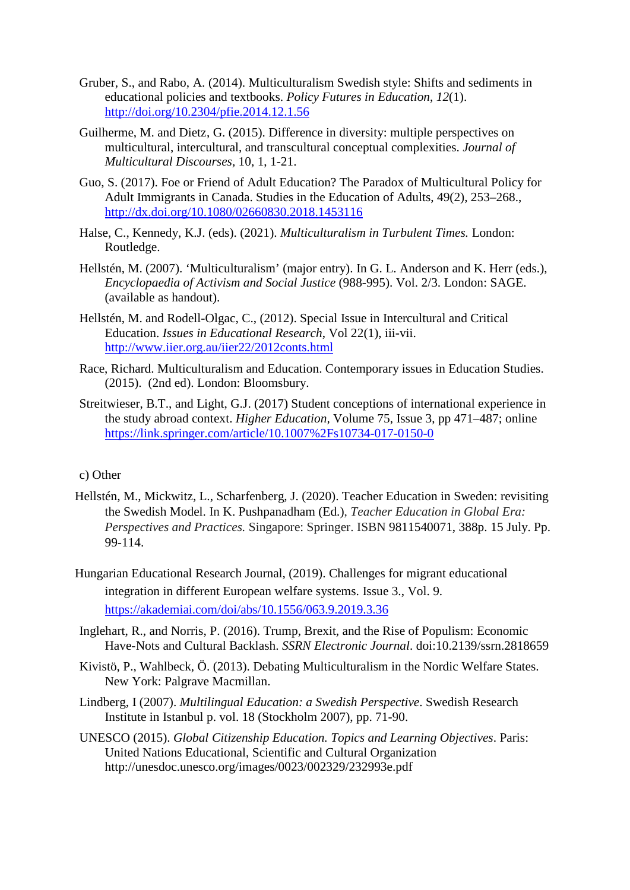Gruber, S., and Rabo, A. (2014). Multiculturalism Swedish style: Shifts and sediments in educational policies and textbooks. *Policy Futures in Education*, *12*(1). http://doi.org/10.2304/pfie.2014.12.1.56

Guilherme, M. and Dietz, G. (2015). Difference in diversity: multiple perspectives on multicultural, intercultural, and transcultural conceptual complexities. *Journal of Multicultural Discourses*, 10, 1, 1-21.

Guo, S. (2017). Foe or Friend of Adult Education? The Paradox of Multicultural Policy for Adult Immigrants in Canada. Studies in the Education of Adults, 49(2), 253–268., http://dx.doi.org/10.1080/02660830.2018.1453116

Halse, C., Kennedy, K.J. (eds). (2021). *Multiculturalism in Turbulent Times.* London: Routledge.

Hellstén, M. (2007). 'Multiculturalism' (major entry). In G. L. Anderson and K. Herr (eds.), *Encyclopaedia of Activism and Social Justice* (988-995). Vol. 2/3. London: SAGE. (available as handout).

Hellstén, M. and Rodell-Olgac, C., (2012). Special Issue in Intercultural and Critical Education. *Issues in Educational Research*, Vol 22(1), iii-vii. http://www.iier.org.au/iier22/2012conts.html

Race, Richard. Multiculturalism and Education. Contemporary issues in Education Studies. (2015). (2nd ed). London: Bloomsbury.

Streitwieser, B.T., and Light, G.J. (2017) Student conceptions of international experience in the study abroad context. *Higher Education*, Volume 75, Issue 3, pp 471–487; online https://link.springer.com/article/10.1007%2Fs10734-017-0150-0

c) Other

Hellstén, M., Mickwitz, L., Scharfenberg, J. (2020). Teacher Education in Sweden: revisiting the Swedish Model. In K. Pushpanadham (Ed.), *Teacher Education in Global Era: Perspectives and Practices.* Singapore: Springer. ISBN 9811540071, 388p. 15 July. Pp. 99-114.

Hungarian Educational Research Journal, (2019). Challenges for migrant educational integration in different European welfare systems. Issue 3., Vol. 9. https://akademiai.com/doi/abs/10.1556/063.9.2019.3.36

Inglehart, R., and Norris, P. (2016). Trump, Brexit, and the Rise of Populism: Economic Have-Nots and Cultural Backlash. *SSRN Electronic Journal*. doi:10.2139/ssrn.2818659

Kivistö, P., Wahlbeck, Ö. (2013). Debating Multiculturalism in the Nordic Welfare States. New York: Palgrave Macmillan.

Lindberg, I (2007). *Multilingual Education: a Swedish Perspective*. Swedish Research Institute in Istanbul p. vol. 18 (Stockholm 2007), pp. 71-90.

UNESCO (2015). *Global Citizenship Education. Topics and Learning Objectives*. Paris: United Nations Educational, Scientific and Cultural Organization http://unesdoc.unesco.org/images/0023/002329/232993e.pdf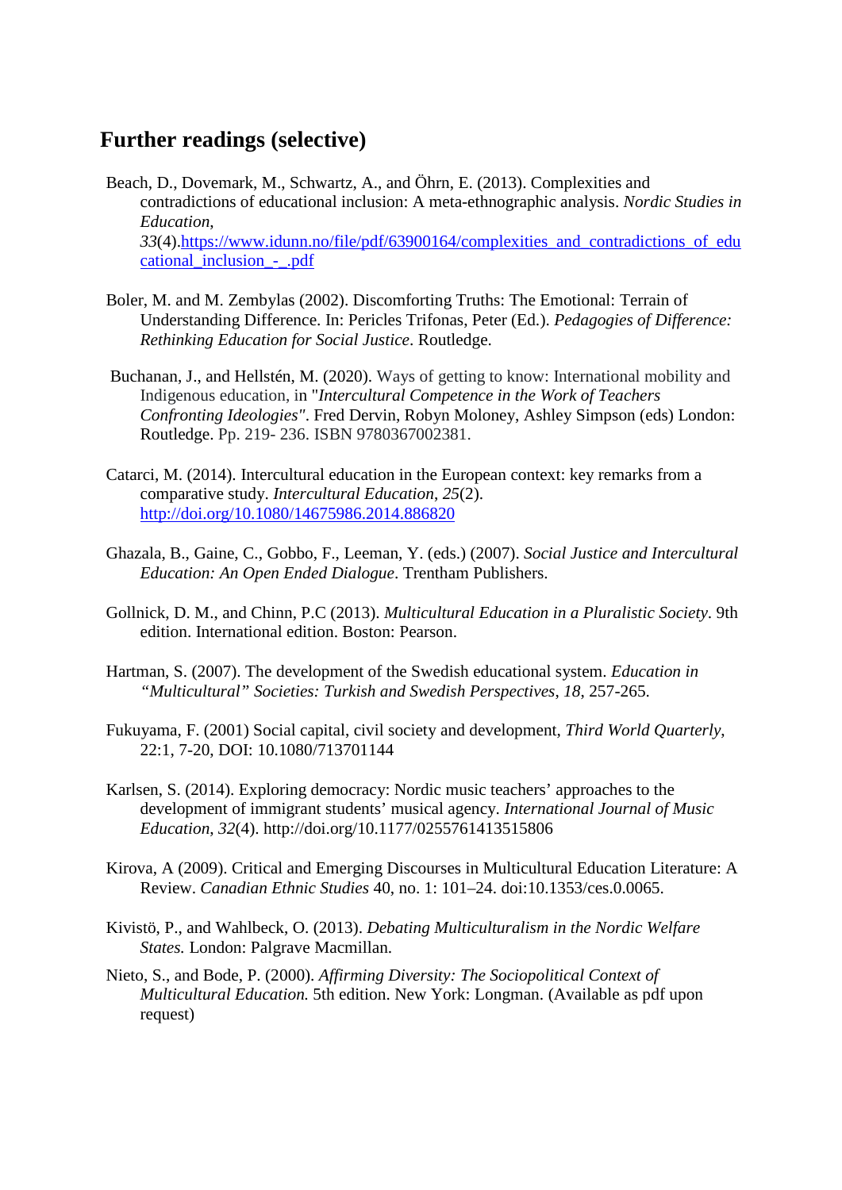## Further readings (selective)

Beach, D., Dovemark, M., Schwartz, A., and Öhrn, E. (2013). Complexities and contradictions of educational inclusion: A meta-ethnographic analysis. *Nordic Studies in Education*, *33*(4).https://www.idunn.no/file/pdf/63900164/complexities_and_contradictions_of_educational_inclusion_-_.pdf

Boler, M. and M. Zembylas (2002). Discomforting Truths: The Emotional: Terrain of Understanding Difference. In: Pericles Trifonas, Peter (Ed.). *Pedagogies of Difference: Rethinking Education for Social Justice*. Routledge.

Buchanan, J., and Hellstén, M. (2020). Ways of getting to know: International mobility and Indigenous education, in "*Intercultural Competence in the Work of Teachers Confronting Ideologies"*. Fred Dervin, Robyn Moloney, Ashley Simpson (eds) London: Routledge. Pp. 219- 236. ISBN 9780367002381.

Catarci, M. (2014). Intercultural education in the European context: key remarks from a comparative study. *Intercultural Education*, *25*(2). http://doi.org/10.1080/14675986.2014.886820

Ghazala, B., Gaine, C., Gobbo, F., Leeman, Y. (eds.) (2007). *Social Justice and Intercultural Education: An Open Ended Dialogue*. Trentham Publishers.

Gollnick, D. M., and Chinn, P.C (2013). *Multicultural Education in a Pluralistic Society*. 9th edition. International edition. Boston: Pearson.

Hartman, S. (2007). The development of the Swedish educational system. *Education in "Multicultural" Societies: Turkish and Swedish Perspectives*, *18*, 257-265.

Fukuyama, F. (2001) Social capital, civil society and development, *Third World Quarterly*, 22:1, 7-20, DOI: 10.1080/713701144

Karlsen, S. (2014). Exploring democracy: Nordic music teachers' approaches to the development of immigrant students' musical agency. *International Journal of Music Education*, *32*(4). http://doi.org/10.1177/0255761413515806

Kirova, A (2009). Critical and Emerging Discourses in Multicultural Education Literature: A Review. *Canadian Ethnic Studies* 40, no. 1: 101–24. doi:10.1353/ces.0.0065.

Kivistö, P., and Wahlbeck, O. (2013). *Debating Multiculturalism in the Nordic Welfare States.* London: Palgrave Macmillan.

Nieto, S., and Bode, P. (2000). *Affirming Diversity: The Sociopolitical Context of Multicultural Education.* 5th edition. New York: Longman. (Available as pdf upon request)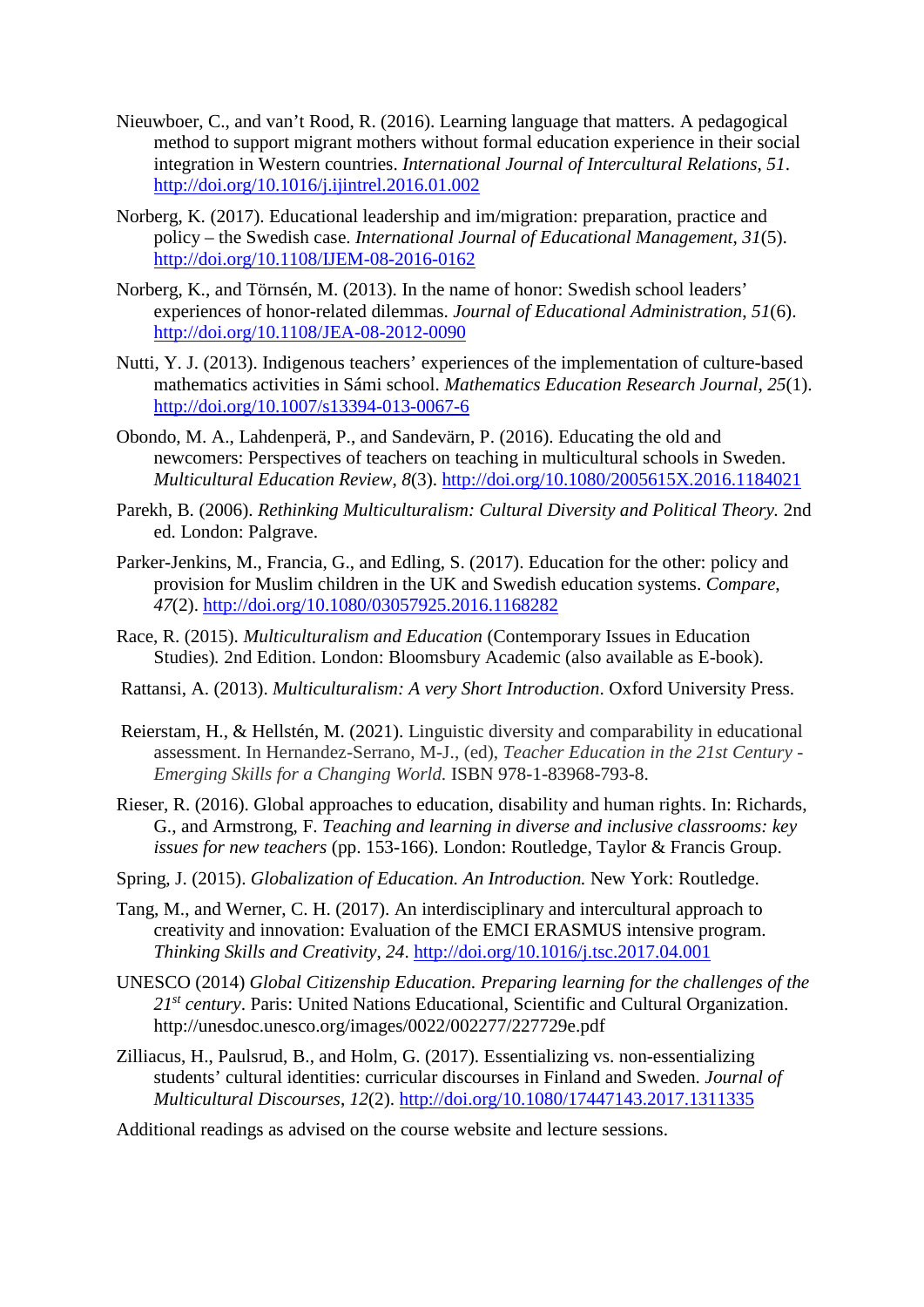Nieuwboer, C., and van't Rood, R. (2016). Learning language that matters. A pedagogical method to support migrant mothers without formal education experience in their social integration in Western countries. *International Journal of Intercultural Relations*, *51*. http://doi.org/10.1016/j.ijintrel.2016.01.002

Norberg, K. (2017). Educational leadership and im/migration: preparation, practice and policy – the Swedish case. *International Journal of Educational Management*, *31*(5). http://doi.org/10.1108/IJEM-08-2016-0162

Norberg, K., and Törnsén, M. (2013). In the name of honor: Swedish school leaders' experiences of honor-related dilemmas. *Journal of Educational Administration*, *51*(6). http://doi.org/10.1108/JEA-08-2012-0090

Nutti, Y. J. (2013). Indigenous teachers' experiences of the implementation of culture-based mathematics activities in Sámi school. *Mathematics Education Research Journal*, *25*(1). http://doi.org/10.1007/s13394-013-0067-6

Obondo, M. A., Lahdenperä, P., and Sandevärn, P. (2016). Educating the old and newcomers: Perspectives of teachers on teaching in multicultural schools in Sweden. *Multicultural Education Review*, *8*(3). http://doi.org/10.1080/2005615X.2016.1184021

Parekh, B. (2006). *Rethinking Multiculturalism: Cultural Diversity and Political Theory.* 2nd ed. London: Palgrave.

Parker-Jenkins, M., Francia, G., and Edling, S. (2017). Education for the other: policy and provision for Muslim children in the UK and Swedish education systems. *Compare*, *47*(2). http://doi.org/10.1080/03057925.2016.1168282

Race, R. (2015). *Multiculturalism and Education* (Contemporary Issues in Education Studies). 2nd Edition. London: Bloomsbury Academic (also available as E-book).

Rattansi, A. (2013). *Multiculturalism: A very Short Introduction*. Oxford University Press.

Reierstam, H., & Hellstén, M. (2021). Linguistic diversity and comparability in educational assessment. In Hernandez-Serrano, M-J., (ed), *Teacher Education in the 21st Century - Emerging Skills for a Changing World.* ISBN 978-1-83968-793-8.

Rieser, R. (2016). Global approaches to education, disability and human rights. In: Richards, G., and Armstrong, F. *Teaching and learning in diverse and inclusive classrooms: key issues for new teachers* (pp. 153-166). London: Routledge, Taylor & Francis Group.

Spring, J. (2015). *Globalization of Education. An Introduction.* New York: Routledge.

Tang, M., and Werner, C. H. (2017). An interdisciplinary and intercultural approach to creativity and innovation: Evaluation of the EMCI ERASMUS intensive program. *Thinking Skills and Creativity*, *24*. http://doi.org/10.1016/j.tsc.2017.04.001

UNESCO (2014) *Global Citizenship Education. Preparing learning for the challenges of the 21st century*. Paris: United Nations Educational, Scientific and Cultural Organization. http://unesdoc.unesco.org/images/0022/002277/227729e.pdf

Zilliacus, H., Paulsrud, B., and Holm, G. (2017). Essentializing vs. non-essentializing students' cultural identities: curricular discourses in Finland and Sweden. *Journal of Multicultural Discourses*, *12*(2). http://doi.org/10.1080/17447143.2017.1311335

Additional readings as advised on the course website and lecture sessions.